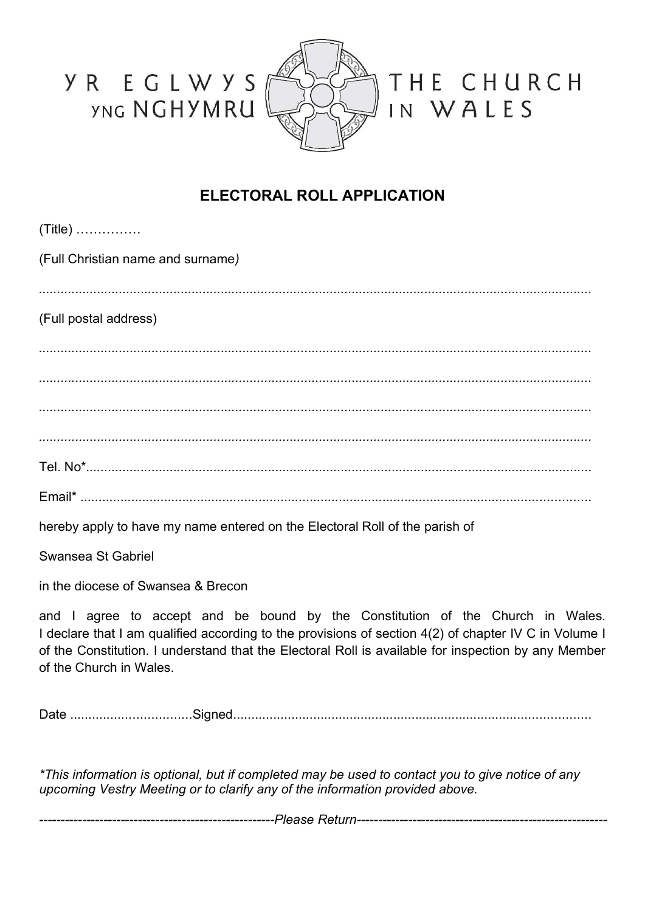YR EGLWYS YNG NGHYMRU | THE CHURCH IN WALES

## ELECTORAL ROLL APPLICATION

(Title) ……………

(Full Christian name and surname*)*

.......................................................................................................................................

(Full postal address)

.......................................................................................................................................

.......................................................................................................................................

.......................................................................................................................................

.......................................................................................................................................

Tel. No*..........................................................................................................................

Email* ............................................................................................................................

hereby apply to have my name entered on the Electoral Roll of the parish of

Swansea St Gabriel

in the diocese of Swansea & Brecon

and I agree to accept and be bound by the Constitution of the Church in Wales. I declare that I am qualified according to the provisions of section 4(2) of chapter IV C in Volume I of the Constitution. I understand that the Electoral Roll is available for inspection by any Member of the Church in Wales.

Date ................................Signed..................................................................................................

*\*This information is optional, but if completed may be used to contact you to give notice of any upcoming Vestry Meeting or to clarify any of the information provided above.*

*-----------------------------------------------------Please Return---------------------------------------------------------*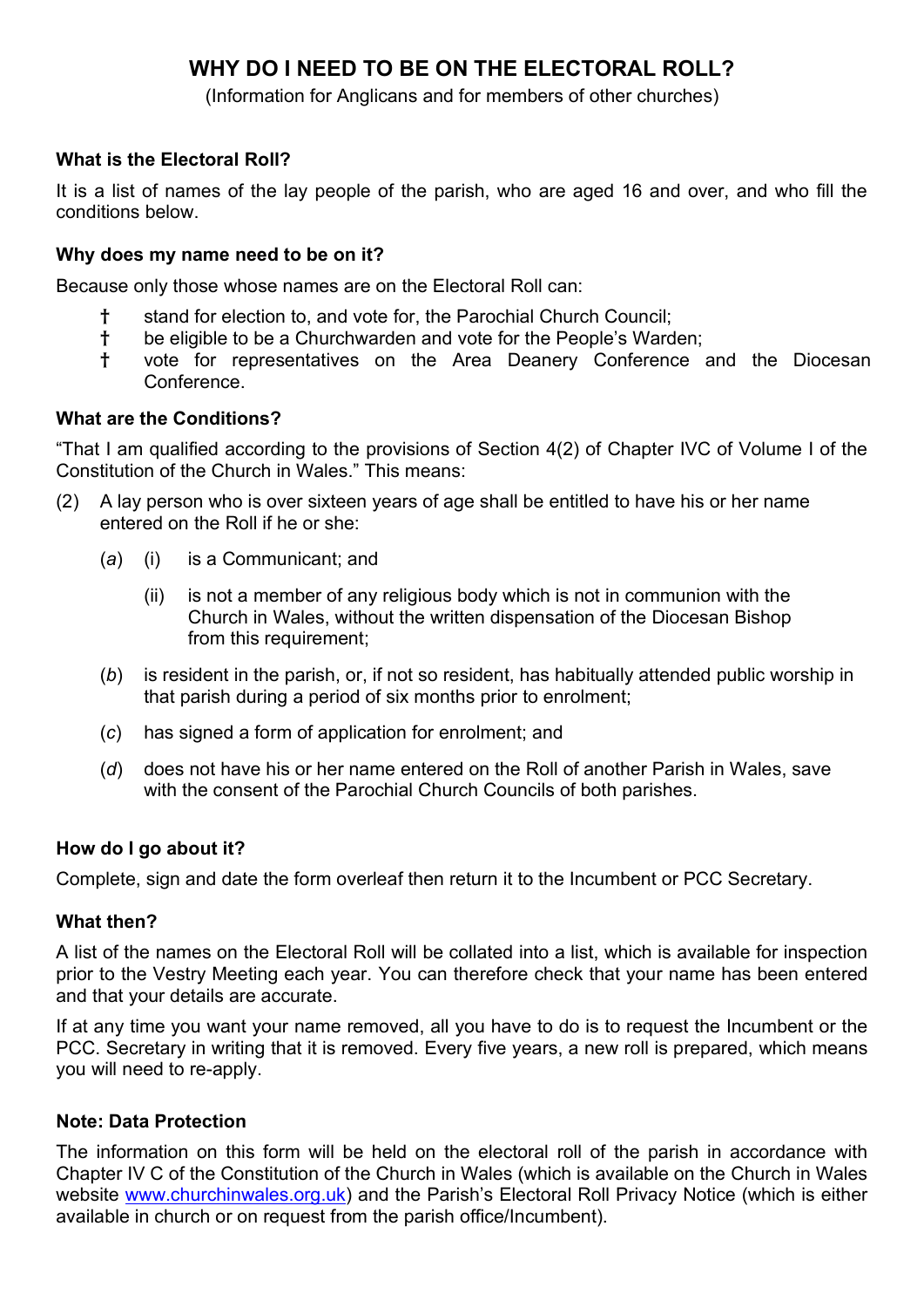# WHY DO I NEED TO BE ON THE ELECTORAL ROLL?

(Information for Anglicans and for members of other churches)

### What is the Electoral Roll?

It is a list of names of the lay people of the parish, who are aged 16 and over, and who fill the conditions below.

### Why does my name need to be on it?

Because only those whose names are on the Electoral Roll can:

† stand for election to, and vote for, the Parochial Church Council;
† be eligible to be a Churchwarden and vote for the People's Warden;
† vote for representatives on the Area Deanery Conference and the Diocesan Conference.

### What are the Conditions?

"That I am qualified according to the provisions of Section 4(2) of Chapter IVC of Volume I of the Constitution of the Church in Wales." This means:

(2) A lay person who is over sixteen years of age shall be entitled to have his or her name entered on the Roll if he or she:

- (*a*) (i) is a Communicant; and
  - (ii) is not a member of any religious body which is not in communion with the Church in Wales, without the written dispensation of the Diocesan Bishop from this requirement;
- (*b*) is resident in the parish, or, if not so resident, has habitually attended public worship in that parish during a period of six months prior to enrolment;
- (*c*) has signed a form of application for enrolment; and
- (*d*) does not have his or her name entered on the Roll of another Parish in Wales, save with the consent of the Parochial Church Councils of both parishes.

### How do I go about it?

Complete, sign and date the form overleaf then return it to the Incumbent or PCC Secretary.

### What then?

A list of the names on the Electoral Roll will be collated into a list, which is available for inspection prior to the Vestry Meeting each year. You can therefore check that your name has been entered and that your details are accurate.

If at any time you want your name removed, all you have to do is to request the Incumbent or the PCC. Secretary in writing that it is removed. Every five years, a new roll is prepared, which means you will need to re-apply.

### Note: Data Protection

The information on this form will be held on the electoral roll of the parish in accordance with Chapter IV C of the Constitution of the Church in Wales (which is available on the Church in Wales website www.churchinwales.org.uk) and the Parish's Electoral Roll Privacy Notice (which is either available in church or on request from the parish office/Incumbent).